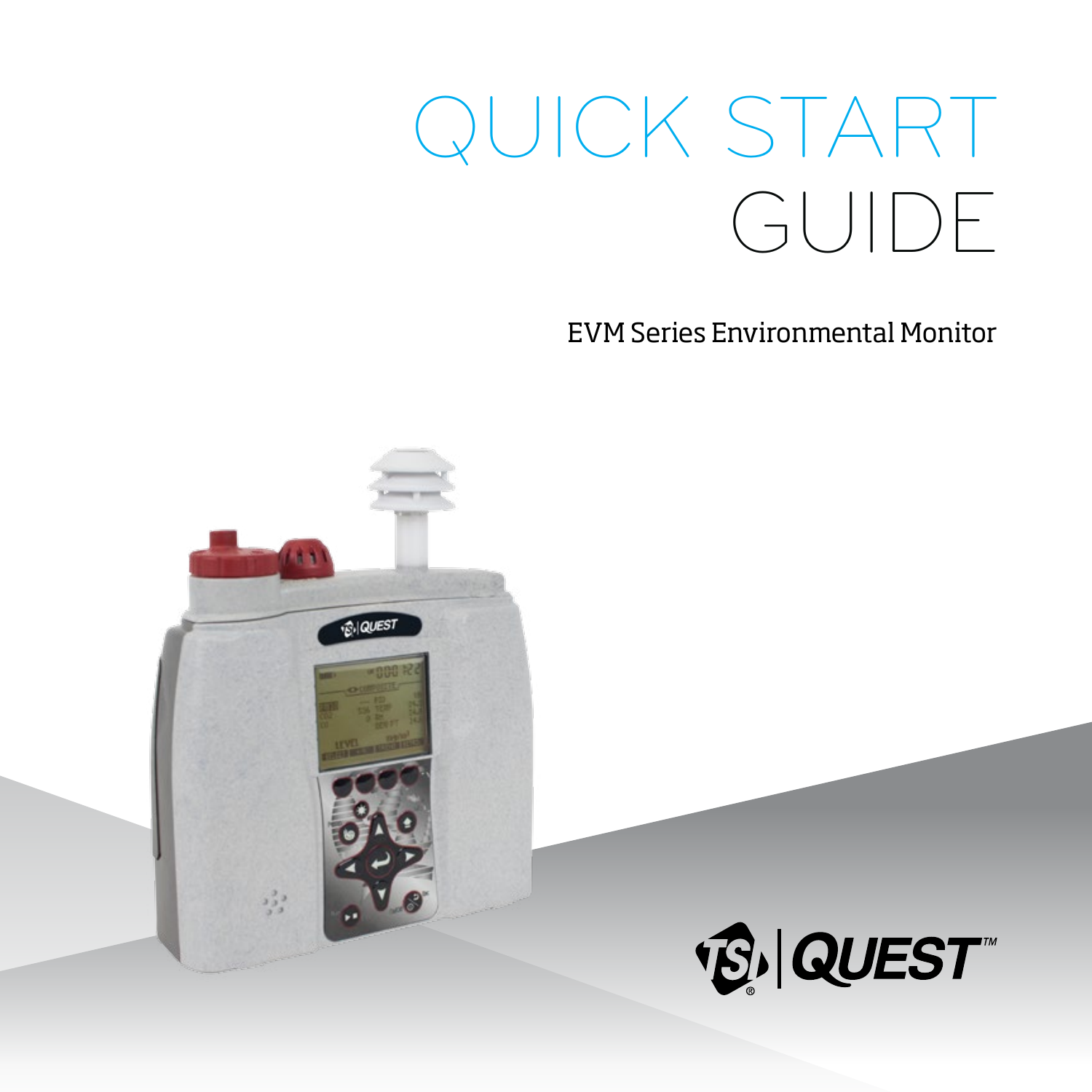# QUICK START GUIDE

EVM Series Environmental Monitor

TSI | QUEST™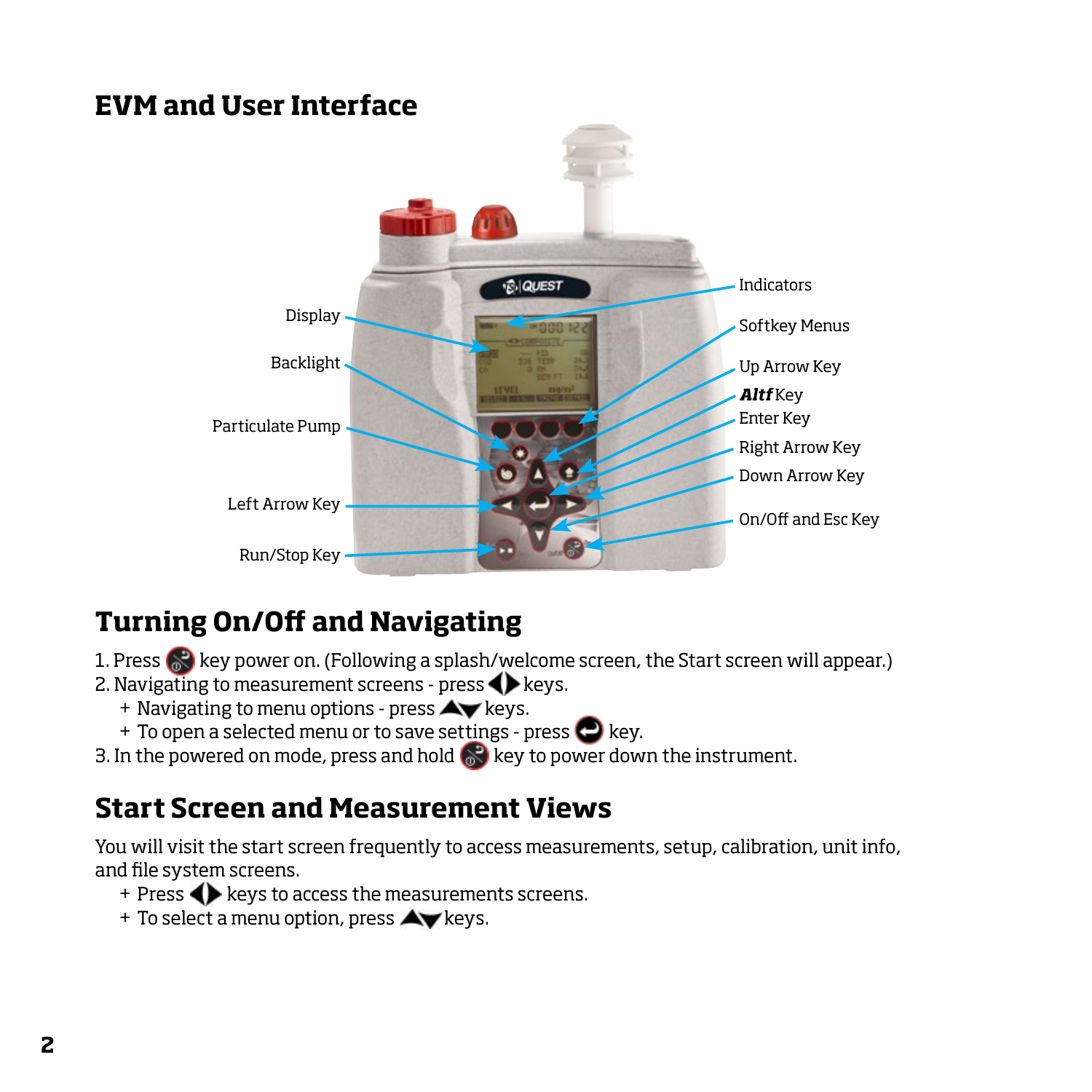## EVM and User Interface

Display

Backlight

Particulate Pump

Left Arrow Key

Run/Stop Key

Indicators

Softkey Menus

Up Arrow Key

***Altf*** Key

Enter Key

Right Arrow Key

Down Arrow Key

On/Off and Esc Key

## Turning On/Off and Navigating

1. Press key power on. (Following a splash/welcome screen, the Start screen will appear.)
2. Navigating to measurement screens - press keys.
   + Navigating to menu options - press keys.
   + To open a selected menu or to save settings - press key.
3. In the powered on mode, press and hold key to power down the instrument.

## Start Screen and Measurement Views

You will visit the start screen frequently to access measurements, setup, calibration, unit info, and file system screens.

+ Press keys to access the measurements screens.
+ To select a menu option, press keys.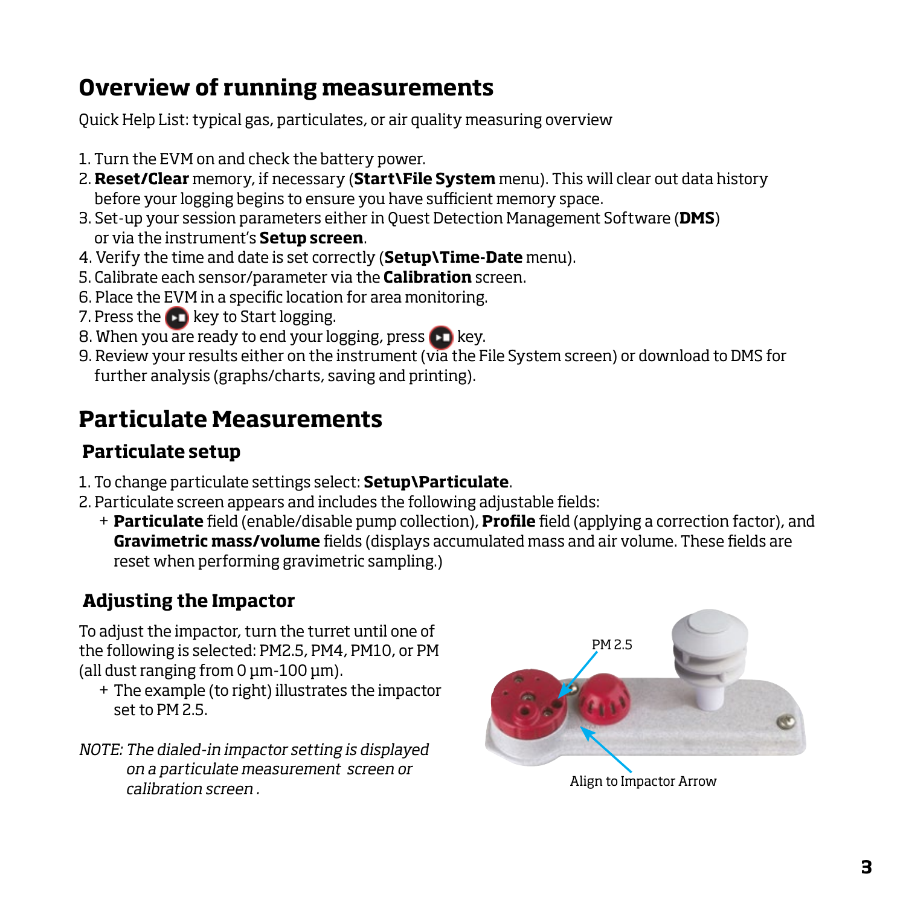## Overview of running measurements

Quick Help List: typical gas, particulates, or air quality measuring overview

1. Turn the EVM on and check the battery power.
2. **Reset/Clear** memory, if necessary (**Start\File System** menu). This will clear out data history before your logging begins to ensure you have sufficient memory space.
3. Set-up your session parameters either in Quest Detection Management Software (**DMS**) or via the instrument's **Setup screen**.
4. Verify the time and date is set correctly (**Setup\Time-Date** menu).
5. Calibrate each sensor/parameter via the **Calibration** screen.
6. Place the EVM in a specific location for area monitoring.
7. Press the key to Start logging.
8. When you are ready to end your logging, press key.
9. Review your results either on the instrument (via the File System screen) or download to DMS for further analysis (graphs/charts, saving and printing).

## Particulate Measurements

### Particulate setup

1. To change particulate settings select: **Setup\Particulate**.
2. Particulate screen appears and includes the following adjustable fields:
   + **Particulate** field (enable/disable pump collection), **Profile** field (applying a correction factor), and **Gravimetric mass/volume** fields (displays accumulated mass and air volume. These fields are reset when performing gravimetric sampling.)

### Adjusting the Impactor

To adjust the impactor, turn the turret until one of the following is selected: PM2.5, PM4, PM10, or PM (all dust ranging from 0 µm-100 µm).

+ The example (to right) illustrates the impactor set to PM 2.5.

*NOTE: The dialed-in impactor setting is displayed on a particulate measurement screen or calibration screen .*

PM 2.5

Align to Impactor Arrow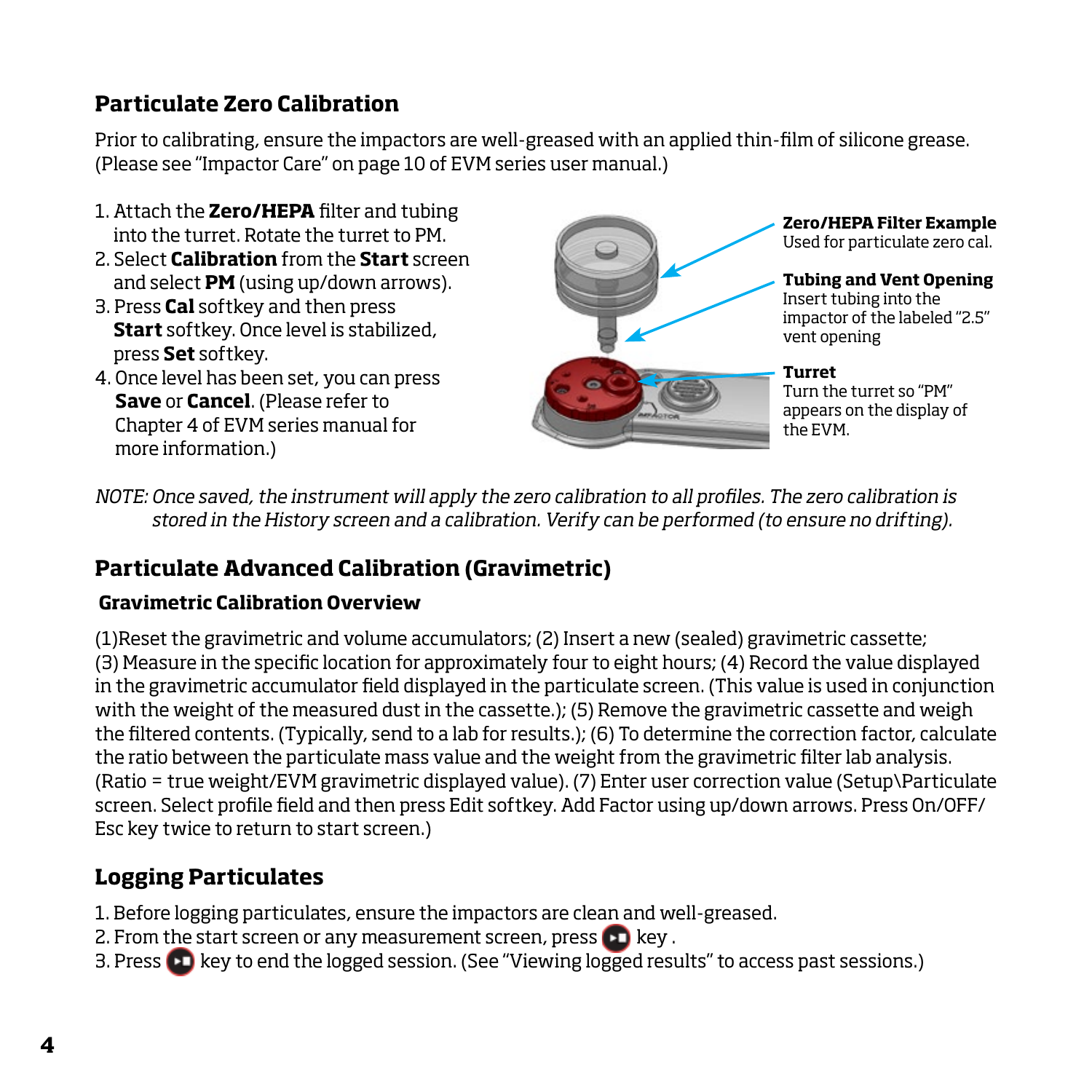## Particulate Zero Calibration

Prior to calibrating, ensure the impactors are well-greased with an applied thin-film of silicone grease. (Please see "Impactor Care" on page 10 of EVM series user manual.)

1. Attach the **Zero/HEPA** filter and tubing into the turret. Rotate the turret to PM.
2. Select **Calibration** from the **Start** screen and select **PM** (using up/down arrows).
3. Press **Cal** softkey and then press **Start** softkey. Once level is stabilized, press **Set** softkey.
4. Once level has been set, you can press **Save** or **Cancel**. (Please refer to Chapter 4 of EVM series manual for more information.)

**Zero/HEPA Filter Example**
Used for particulate zero cal.

**Tubing and Vent Opening**
Insert tubing into the impactor of the labeled "2.5" vent opening

**Turret**
Turn the turret so "PM" appears on the display of the EVM.

*NOTE: Once saved, the instrument will apply the zero calibration to all profiles. The zero calibration is stored in the History screen and a calibration. Verify can be performed (to ensure no drifting).*

## Particulate Advanced Calibration (Gravimetric)

### Gravimetric Calibration Overview

(1)Reset the gravimetric and volume accumulators; (2) Insert a new (sealed) gravimetric cassette; (3) Measure in the specific location for approximately four to eight hours; (4) Record the value displayed in the gravimetric accumulator field displayed in the particulate screen. (This value is used in conjunction with the weight of the measured dust in the cassette.); (5) Remove the gravimetric cassette and weigh the filtered contents. (Typically, send to a lab for results.); (6) To determine the correction factor, calculate the ratio between the particulate mass value and the weight from the gravimetric filter lab analysis. (Ratio = true weight/EVM gravimetric displayed value). (7) Enter user correction value (Setup\Particulate screen. Select profile field and then press Edit softkey. Add Factor using up/down arrows. Press On/OFF/ Esc key twice to return to start screen.)

## Logging Particulates

1. Before logging particulates, ensure the impactors are clean and well-greased.
2. From the start screen or any measurement screen, press key .
3. Press key to end the logged session. (See "Viewing logged results" to access past sessions.)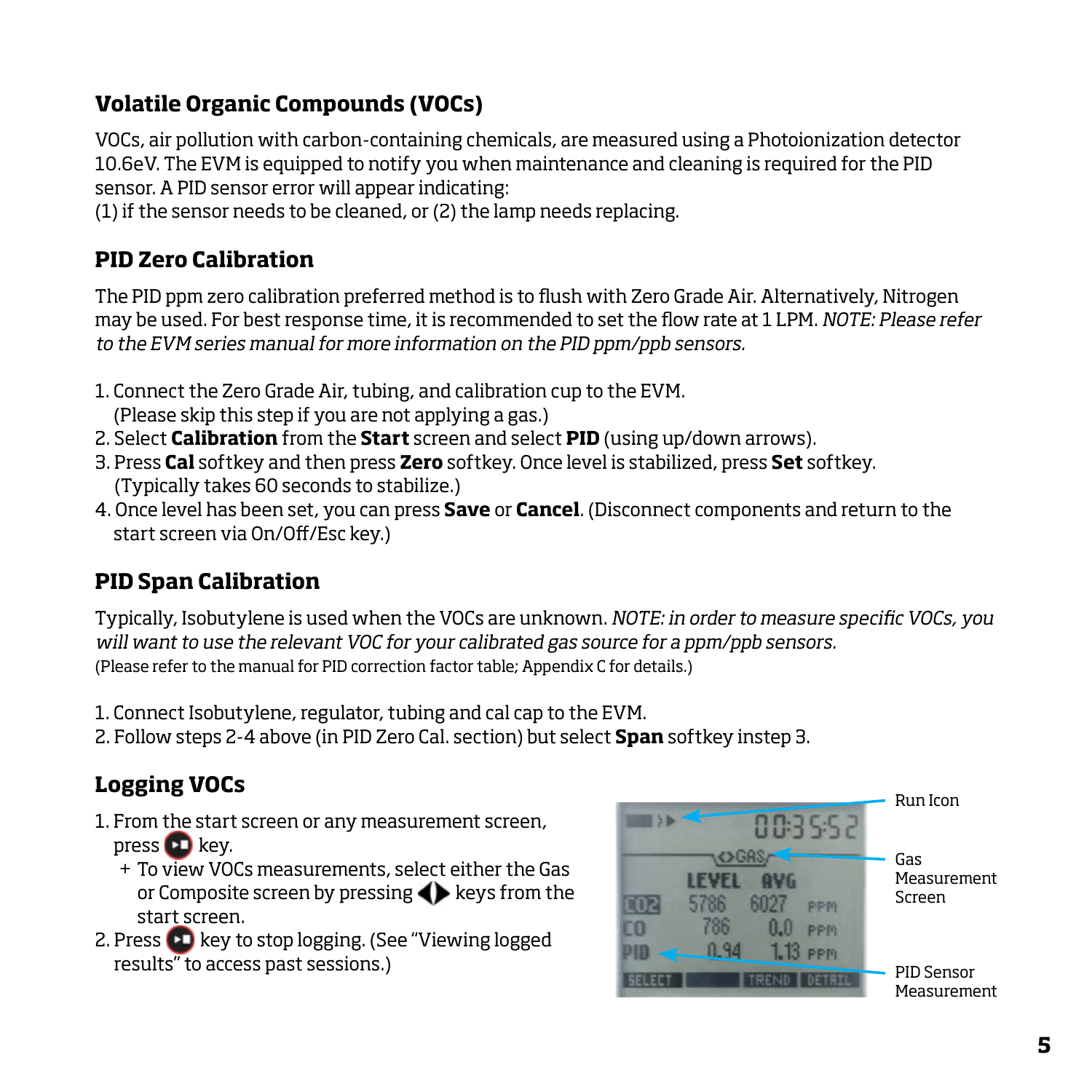## Volatile Organic Compounds (VOCs)

VOCs, air pollution with carbon-containing chemicals, are measured using a Photoionization detector 10.6eV. The EVM is equipped to notify you when maintenance and cleaning is required for the PID sensor. A PID sensor error will appear indicating:
(1) if the sensor needs to be cleaned, or (2) the lamp needs replacing.

## PID Zero Calibration

The PID ppm zero calibration preferred method is to flush with Zero Grade Air. Alternatively, Nitrogen may be used. For best response time, it is recommended to set the flow rate at 1 LPM. *NOTE: Please refer to the EVM series manual for more information on the PID ppm/ppb sensors.*

1. Connect the Zero Grade Air, tubing, and calibration cup to the EVM. (Please skip this step if you are not applying a gas.)
2. Select **Calibration** from the **Start** screen and select **PID** (using up/down arrows).
3. Press **Cal** softkey and then press **Zero** softkey. Once level is stabilized, press **Set** softkey. (Typically takes 60 seconds to stabilize.)
4. Once level has been set, you can press **Save** or **Cancel**. (Disconnect components and return to the start screen via On/Off/Esc key.)

## PID Span Calibration

Typically, Isobutylene is used when the VOCs are unknown. *NOTE: in order to measure specific VOCs, you will want to use the relevant VOC for your calibrated gas source for a ppm/ppb sensors.*
(Please refer to the manual for PID correction factor table; Appendix C for details.)

1. Connect Isobutylene, regulator, tubing and cal cap to the EVM.
2. Follow steps 2-4 above (in PID Zero Cal. section) but select **Span** softkey instep 3.

## Logging VOCs

1. From the start screen or any measurement screen, press key.
   + To view VOCs measurements, select either the Gas or Composite screen by pressing keys from the start screen.
2. Press key to stop logging. (See "Viewing logged results" to access past sessions.)

Run Icon

Gas Measurement Screen

PID Sensor Measurement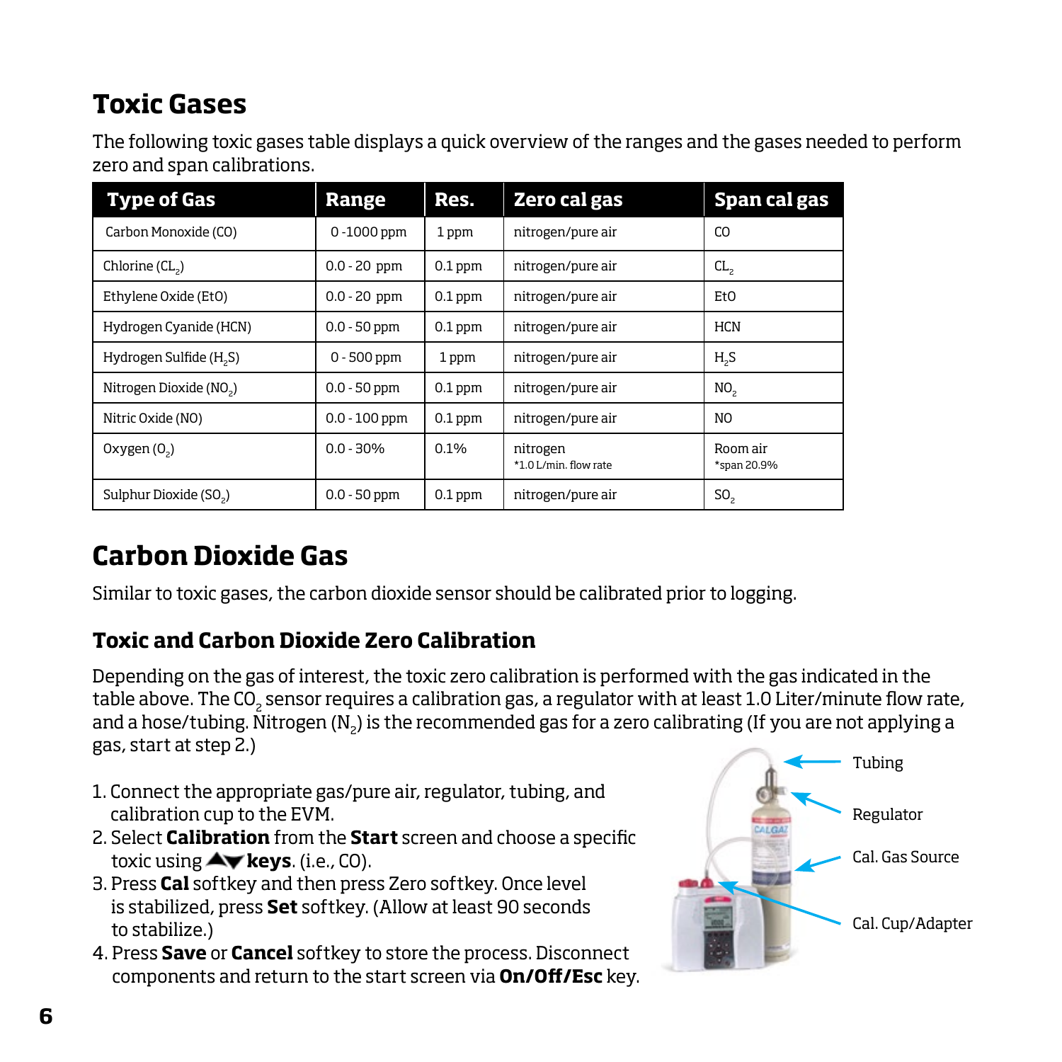## Toxic Gases

The following toxic gases table displays a quick overview of the ranges and the gases needed to perform zero and span calibrations.

| Type of Gas | Range | Res. | Zero cal gas | Span cal gas |
|---|---|---|---|---|
| Carbon Monoxide (CO) | 0 -1000 ppm | 1 ppm | nitrogen/pure air | CO |
| Chlorine ($CL_2$) | 0.0 - 20 ppm | 0.1 ppm | nitrogen/pure air | $CL_2$ |
| Ethylene Oxide (EtO) | 0.0 - 20 ppm | 0.1 ppm | nitrogen/pure air | EtO |
| Hydrogen Cyanide (HCN) | 0.0 - 50 ppm | 0.1 ppm | nitrogen/pure air | HCN |
| Hydrogen Sulfide ($H_2S$) | 0 - 500 ppm | 1 ppm | nitrogen/pure air | $H_2S$ |
| Nitrogen Dioxide ($NO_2$) | 0.0 - 50 ppm | 0.1 ppm | nitrogen/pure air | $NO_2$ |
| Nitric Oxide (NO) | 0.0 - 100 ppm | 0.1 ppm | nitrogen/pure air | NO |
| Oxygen ($O_2$) | 0.0 - 30% | 0.1% | nitrogen *1.0 L/min. flow rate | Room air *span 20.9% |
| Sulphur Dioxide ($SO_2$) | 0.0 - 50 ppm | 0.1 ppm | nitrogen/pure air | $SO_2$ |

## Carbon Dioxide Gas

Similar to toxic gases, the carbon dioxide sensor should be calibrated prior to logging.

### Toxic and Carbon Dioxide Zero Calibration

Depending on the gas of interest, the toxic zero calibration is performed with the gas indicated in the table above. The $CO_2$ sensor requires a calibration gas, a regulator with at least 1.0 Liter/minute flow rate, and a hose/tubing. Nitrogen ($N_2$) is the recommended gas for a zero calibrating (If you are not applying a gas, start at step 2.)

1. Connect the appropriate gas/pure air, regulator, tubing, and calibration cup to the EVM.
2. Select **Calibration** from the **Start** screen and choose a specific toxic using ▲▼ **keys**. (i.e., CO).
3. Press **Cal** softkey and then press Zero softkey. Once level is stabilized, press **Set** softkey. (Allow at least 90 seconds to stabilize.)
4. Press **Save** or **Cancel** softkey to store the process. Disconnect components and return to the start screen via **On/Off/Esc** key.

Tubing

Regulator

Cal. Gas Source

Cal. Cup/Adapter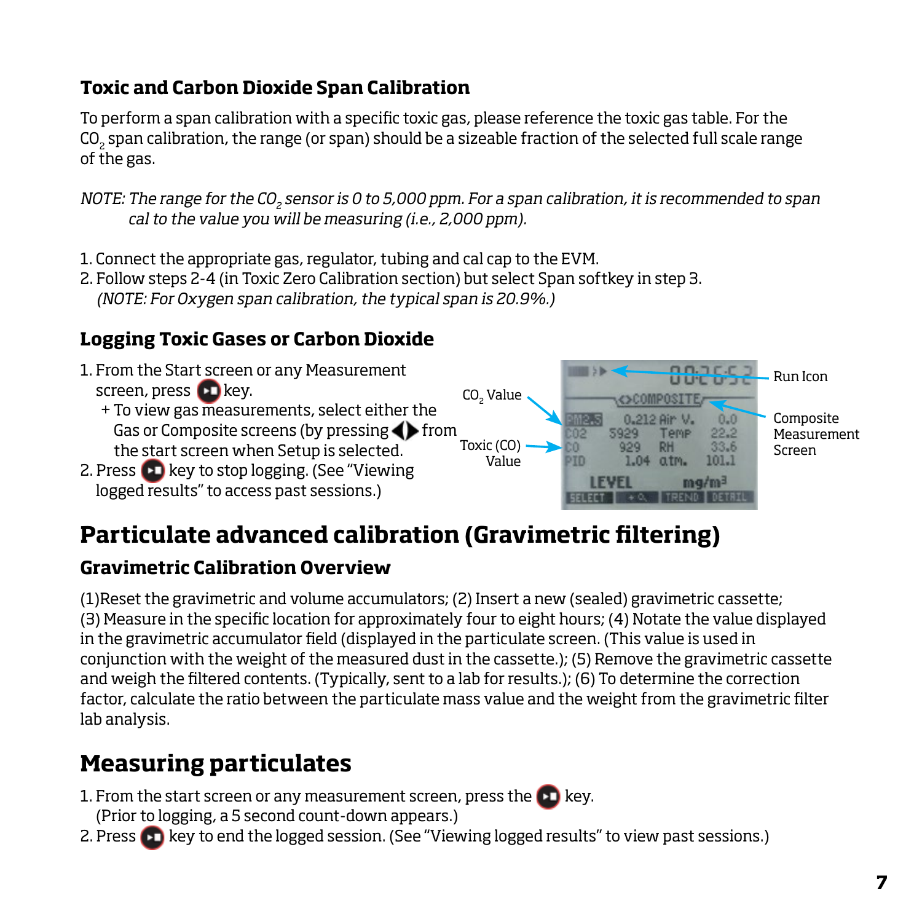### Toxic and Carbon Dioxide Span Calibration

To perform a span calibration with a specific toxic gas, please reference the toxic gas table. For the $CO_2$ span calibration, the range (or span) should be a sizeable fraction of the selected full scale range of the gas.

*NOTE: The range for the $CO_2$ sensor is 0 to 5,000 ppm. For a span calibration, it is recommended to span cal to the value you will be measuring (i.e., 2,000 ppm).*

1. Connect the appropriate gas, regulator, tubing and cal cap to the EVM.
2. Follow steps 2-4 (in Toxic Zero Calibration section) but select Span softkey in step 3.
   *(NOTE: For Oxygen span calibration, the typical span is 20.9%.)*

### Logging Toxic Gases or Carbon Dioxide

1. From the Start screen or any Measurement screen, press key.
   + To view gas measurements, select either the Gas or Composite screens (by pressing ◀▶ from the start screen when Setup is selected.
2. Press key to stop logging. (See "Viewing logged results" to access past sessions.)

$CO_2$ Value

Toxic (CO) Value

Run Icon

Composite Measurement Screen

## Particulate advanced calibration (Gravimetric filtering)

### Gravimetric Calibration Overview

(1)Reset the gravimetric and volume accumulators; (2) Insert a new (sealed) gravimetric cassette; (3) Measure in the specific location for approximately four to eight hours; (4) Notate the value displayed in the gravimetric accumulator field (displayed in the particulate screen. (This value is used in conjunction with the weight of the measured dust in the cassette.); (5) Remove the gravimetric cassette and weigh the filtered contents. (Typically, sent to a lab for results.); (6) To determine the correction factor, calculate the ratio between the particulate mass value and the weight from the gravimetric filter lab analysis.

## Measuring particulates

1. From the start screen or any measurement screen, press the key.
   (Prior to logging, a 5 second count-down appears.)
2. Press key to end the logged session. (See "Viewing logged results" to view past sessions.)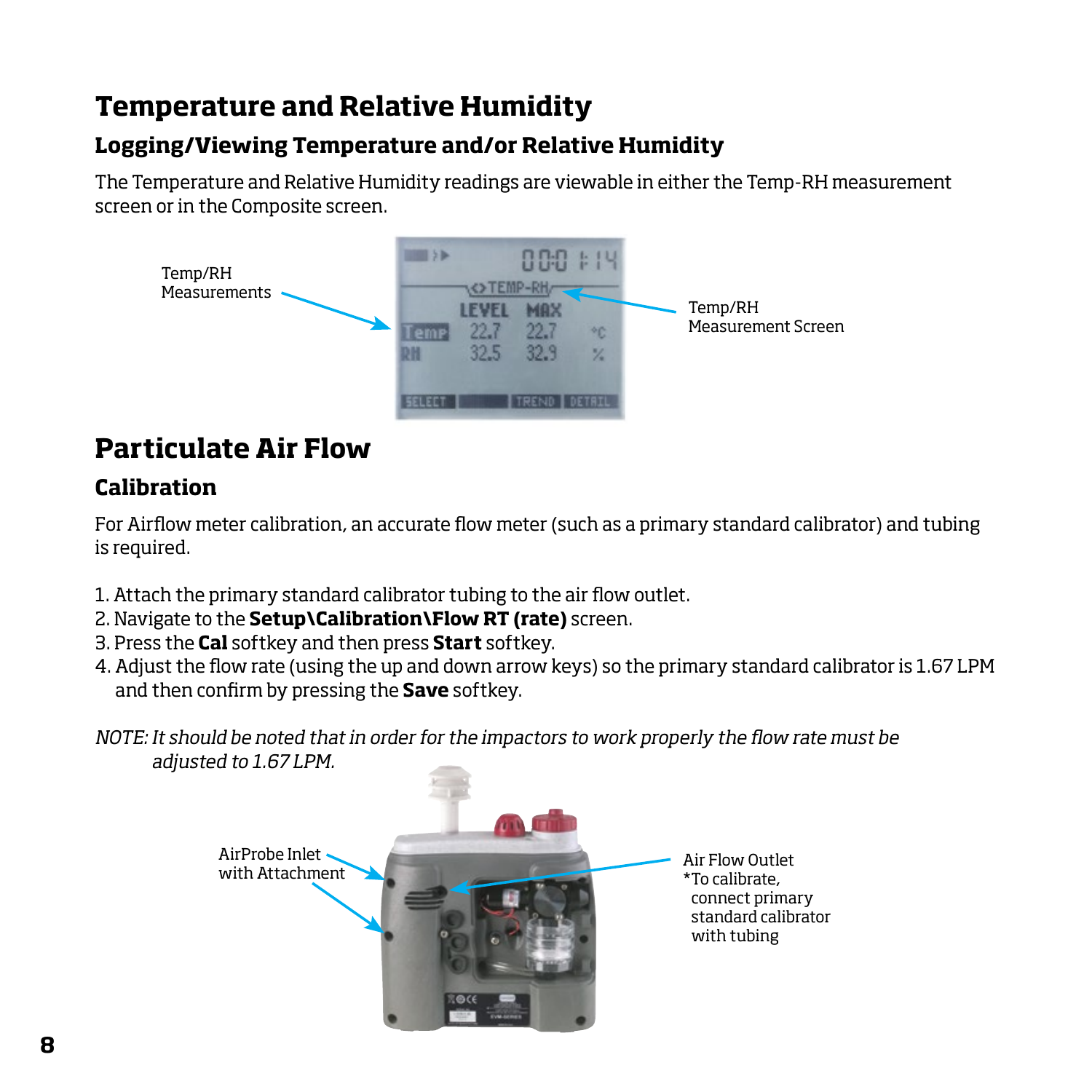# Temperature and Relative Humidity

## Logging/Viewing Temperature and/or Relative Humidity

The Temperature and Relative Humidity readings are viewable in either the Temp-RH measurement screen or in the Composite screen.

Temp/RH Measurements

Temp/RH Measurement Screen

# Particulate Air Flow

## Calibration

For Airflow meter calibration, an accurate flow meter (such as a primary standard calibrator) and tubing is required.

1. Attach the primary standard calibrator tubing to the air flow outlet.
2. Navigate to the **Setup\Calibration\Flow RT (rate)** screen.
3. Press the **Cal** softkey and then press **Start** softkey.
4. Adjust the flow rate (using the up and down arrow keys) so the primary standard calibrator is 1.67 LPM and then confirm by pressing the **Save** softkey.

*NOTE: It should be noted that in order for the impactors to work properly the flow rate must be adjusted to 1.67 LPM.*

AirProbe Inlet with Attachment

Air Flow Outlet
*To calibrate, connect primary standard calibrator with tubing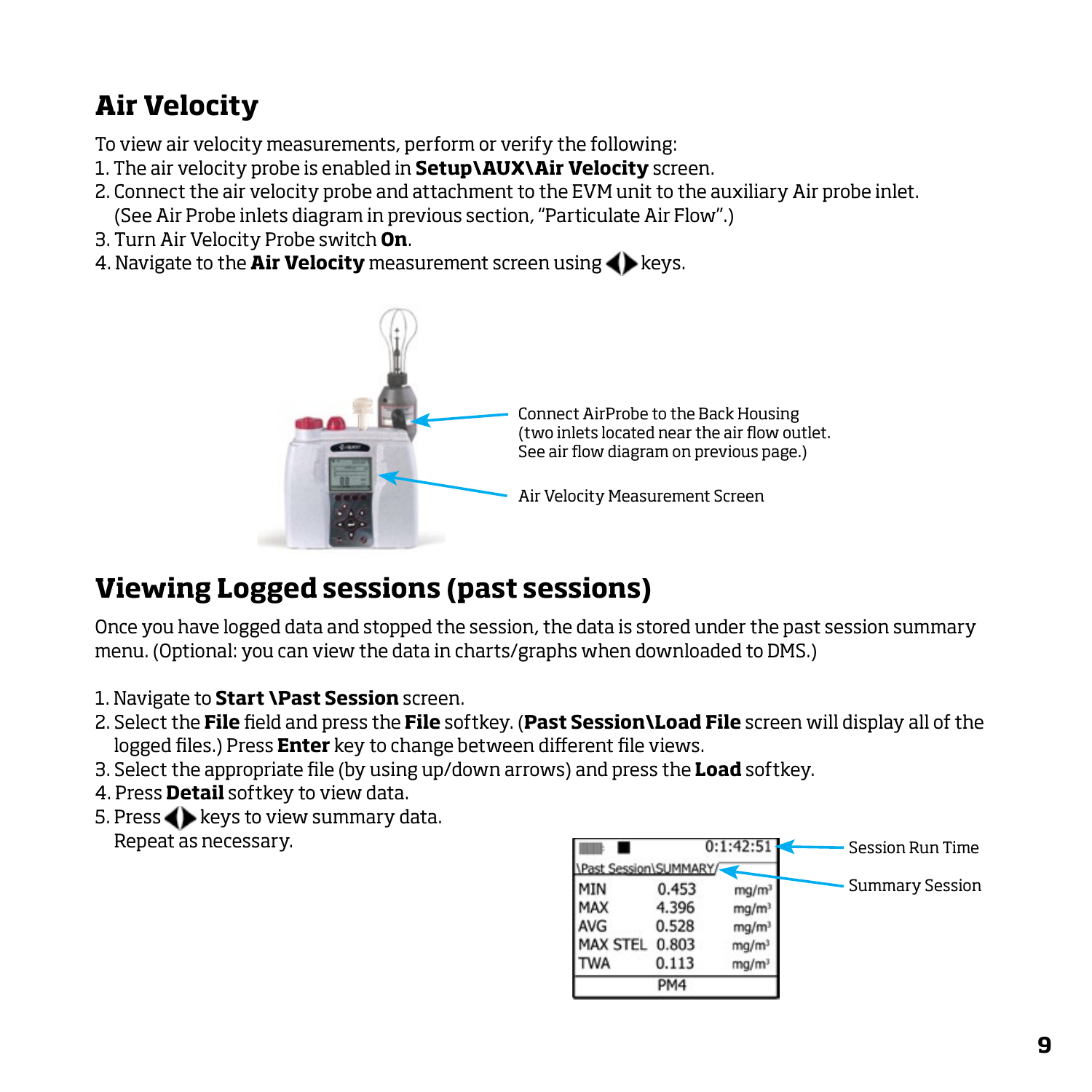## Air Velocity

To view air velocity measurements, perform or verify the following:

1. The air velocity probe is enabled in **Setup\AUX\Air Velocity** screen.
2. Connect the air velocity probe and attachment to the EVM unit to the auxiliary Air probe inlet. (See Air Probe inlets diagram in previous section, "Particulate Air Flow".)
3. Turn Air Velocity Probe switch **On**.
4. Navigate to the **Air Velocity** measurement screen using ◀▶ keys.

Connect AirProbe to the Back Housing (two inlets located near the air flow outlet. See air flow diagram on previous page.)

Air Velocity Measurement Screen

## Viewing Logged sessions (past sessions)

Once you have logged data and stopped the session, the data is stored under the past session summary menu. (Optional: you can view the data in charts/graphs when downloaded to DMS.)

1. Navigate to **Start \Past Session** screen.
2. Select the **File** field and press the **File** softkey. (**Past Session\Load File** screen will display all of the logged files.) Press **Enter** key to change between different file views.
3. Select the appropriate file (by using up/down arrows) and press the **Load** softkey.
4. Press **Detail** softkey to view data.
5. Press ◀▶ keys to view summary data. Repeat as necessary.

0:1:42:51 — Session Run Time

\Past Session\SUMMARY\ — Summary Session

| | | |
|---|---|---|
| MIN | 0.453 | mg/m³ |
| MAX | 4.396 | mg/m³ |
| AVG | 0.528 | mg/m³ |
| MAX STEL | 0.803 | mg/m³ |
| TWA | 0.113 | mg/m³ |
| | PM4 | |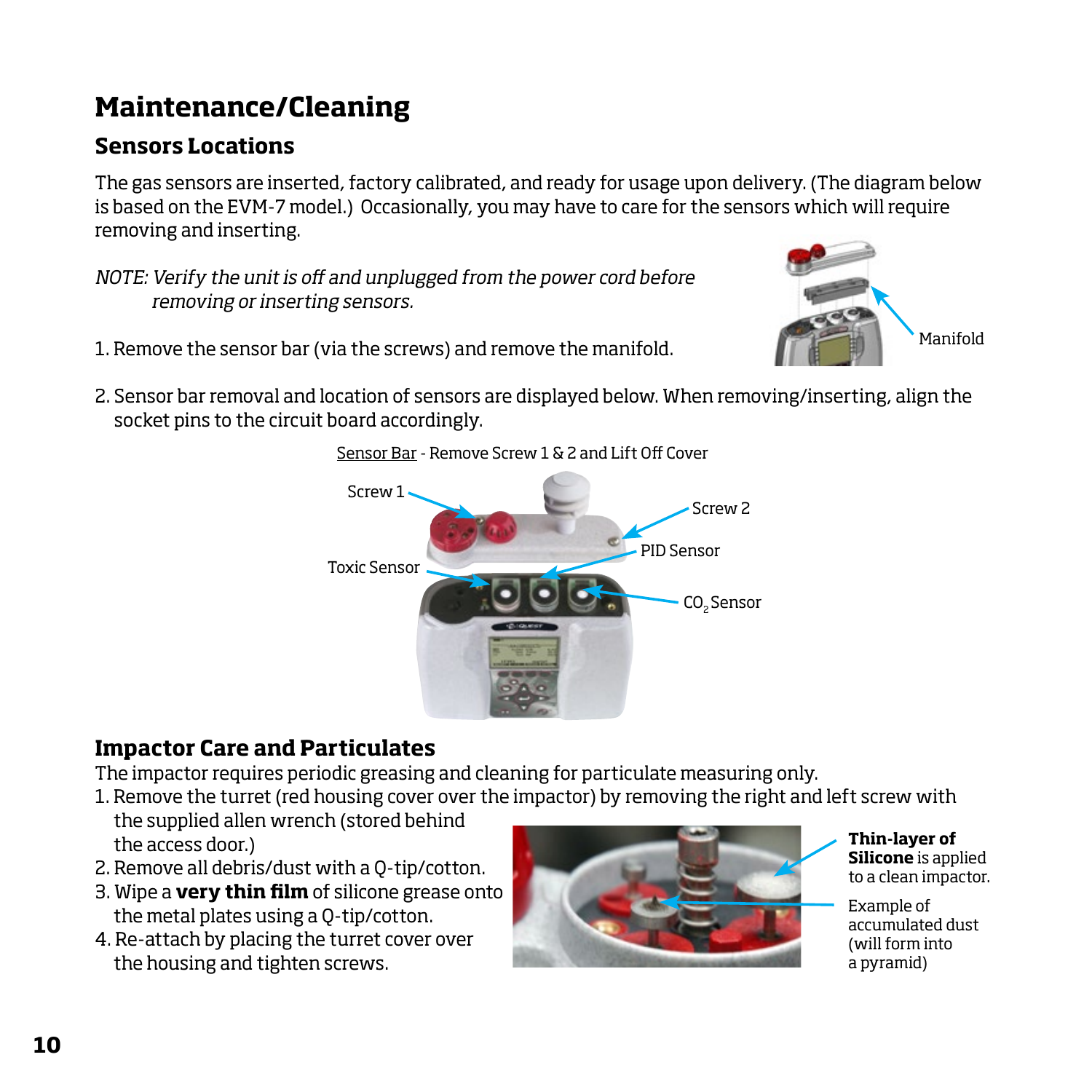# Maintenance/Cleaning

## Sensors Locations

The gas sensors are inserted, factory calibrated, and ready for usage upon delivery. (The diagram below is based on the EVM-7 model.) Occasionally, you may have to care for the sensors which will require removing and inserting.

*NOTE: Verify the unit is off and unplugged from the power cord before removing or inserting sensors.*

Manifold

1. Remove the sensor bar (via the screws) and remove the manifold.
2. Sensor bar removal and location of sensors are displayed below. When removing/inserting, align the socket pins to the circuit board accordingly.

Sensor Bar - Remove Screw 1 & 2 and Lift Off Cover

Screw 1

Screw 2

PID Sensor

Toxic Sensor

$CO_2$ Sensor

## Impactor Care and Particulates

The impactor requires periodic greasing and cleaning for particulate measuring only.

1. Remove the turret (red housing cover over the impactor) by removing the right and left screw with the supplied allen wrench (stored behind the access door.)
2. Remove all debris/dust with a Q-tip/cotton.
3. Wipe a **very thin film** of silicone grease onto the metal plates using a Q-tip/cotton.
4. Re-attach by placing the turret cover over the housing and tighten screws.

**Thin-layer of Silicone** is applied to a clean impactor.

Example of accumulated dust (will form into a pyramid)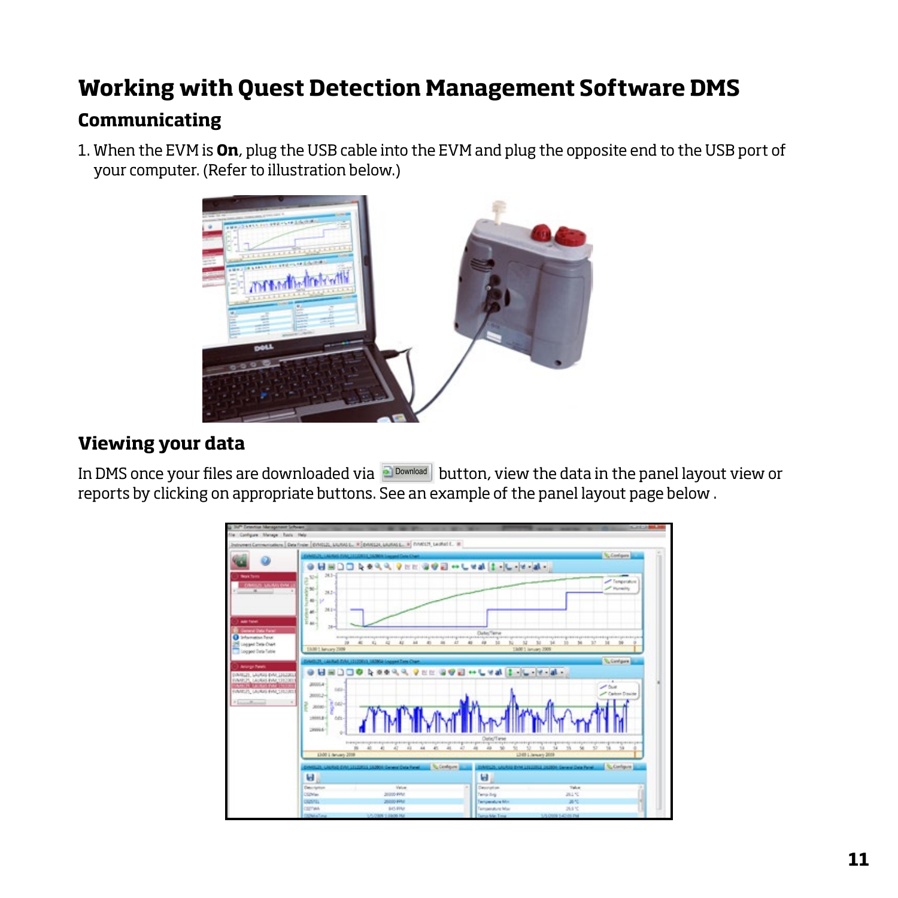# Working with Quest Detection Management Software DMS

## Communicating

1. When the EVM is **On**, plug the USB cable into the EVM and plug the opposite end to the USB port of your computer. (Refer to illustration below.)

## Viewing your data

In DMS once your files are downloaded via Download button, view the data in the panel layout view or reports by clicking on appropriate buttons. See an example of the panel layout page below .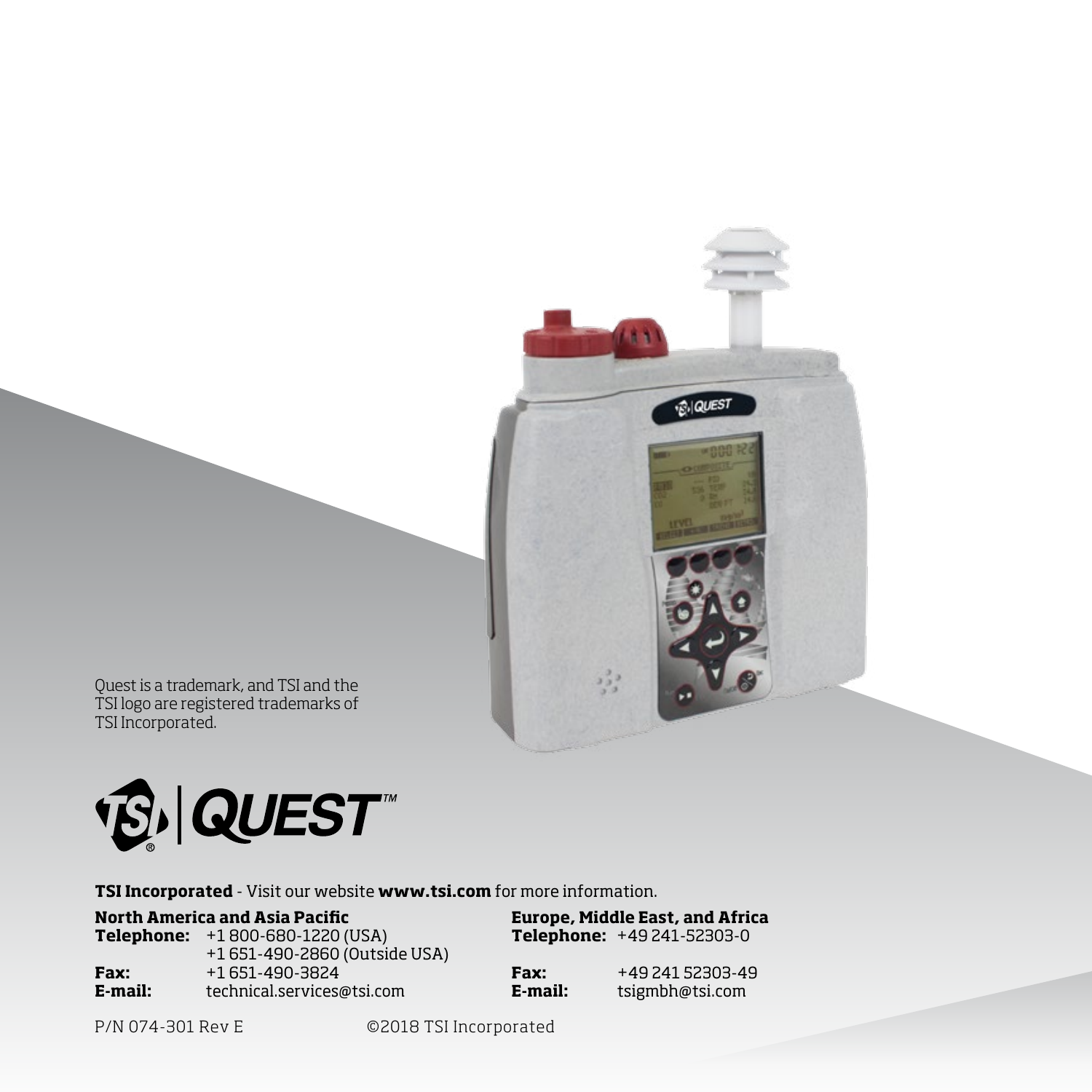Quest is a trademark, and TSI and the TSI logo are registered trademarks of TSI Incorporated.

**TSI Incorporated** - Visit our website **www.tsi.com** for more information.

**North America and Asia Pacific**
**Telephone:** +1 800-680-1220 (USA)
+1 651-490-2860 (Outside USA)
**Fax:** +1 651-490-3824
**E-mail:** technical.services@tsi.com

**Europe, Middle East, and Africa**
**Telephone:** +49 241-52303-0
**Fax:** +49 241 52303-49
**E-mail:** tsigmbh@tsi.com

P/N 074-301 Rev E

©2018 TSI Incorporated